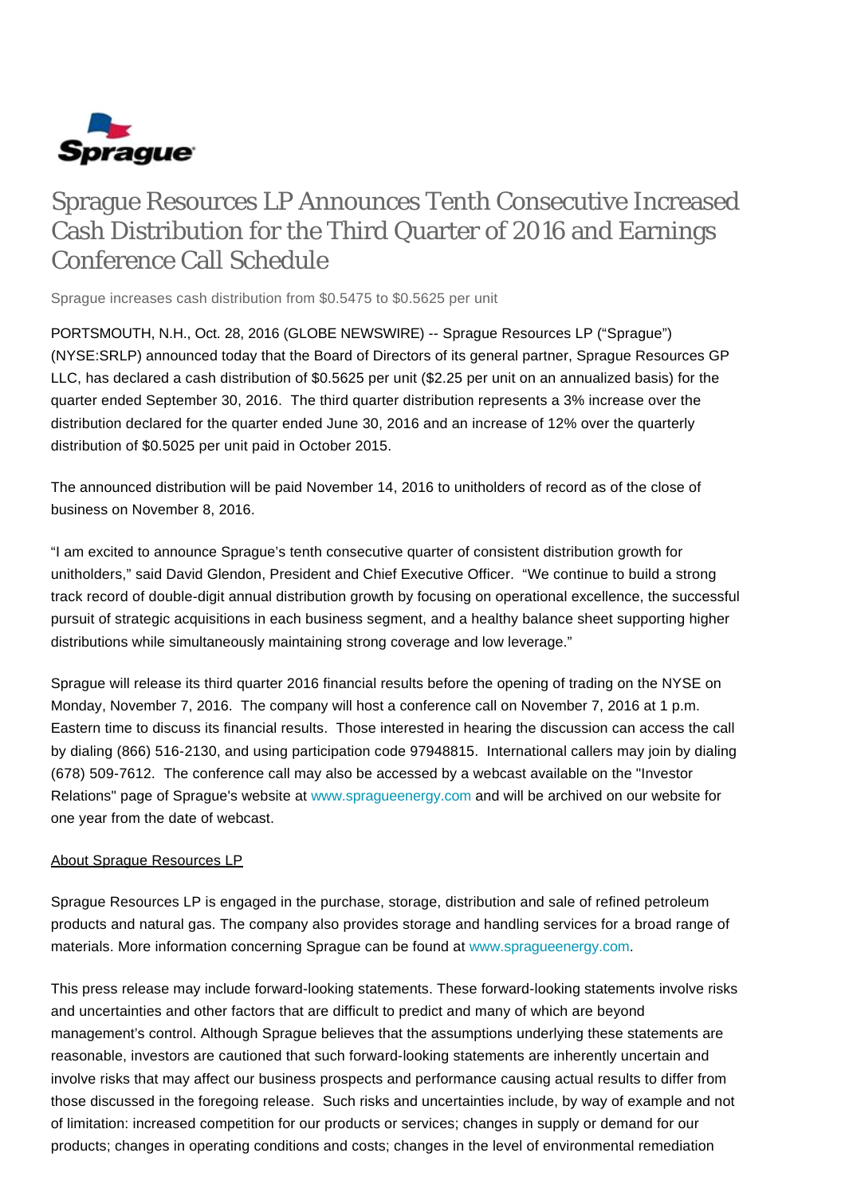Sprague

# Sprague Resources LP Announces Tenth Consecutive Increased Cash Distribution for the Third Quarter of 2016 and Earnings Conference Call Schedule

Sprague increases cash distribution from $0.5475 to $0.5625 per unit

PORTSMOUTH, N.H., Oct. 28, 2016 (GLOBE NEWSWIRE) -- Sprague Resources LP ("Sprague") (NYSE:SRLP) announced today that the Board of Directors of its general partner, Sprague Resources GP LLC, has declared a cash distribution of $0.5625 per unit ($2.25 per unit on an annualized basis) for the quarter ended September 30, 2016. The third quarter distribution represents a 3% increase over the distribution declared for the quarter ended June 30, 2016 and an increase of 12% over the quarterly distribution of $0.5025 per unit paid in October 2015.

The announced distribution will be paid November 14, 2016 to unitholders of record as of the close of business on November 8, 2016.

"I am excited to announce Sprague's tenth consecutive quarter of consistent distribution growth for unitholders," said David Glendon, President and Chief Executive Officer. "We continue to build a strong track record of double-digit annual distribution growth by focusing on operational excellence, the successful pursuit of strategic acquisitions in each business segment, and a healthy balance sheet supporting higher distributions while simultaneously maintaining strong coverage and low leverage."

Sprague will release its third quarter 2016 financial results before the opening of trading on the NYSE on Monday, November 7, 2016. The company will host a conference call on November 7, 2016 at 1 p.m. Eastern time to discuss its financial results. Those interested in hearing the discussion can access the call by dialing (866) 516-2130, and using participation code 97948815. International callers may join by dialing (678) 509-7612. The conference call may also be accessed by a webcast available on the "Investor Relations" page of Sprague's website at www.spragueenergy.com and will be archived on our website for one year from the date of webcast.

About Sprague Resources LP

Sprague Resources LP is engaged in the purchase, storage, distribution and sale of refined petroleum products and natural gas. The company also provides storage and handling services for a broad range of materials. More information concerning Sprague can be found at www.spragueenergy.com.

This press release may include forward-looking statements. These forward-looking statements involve risks and uncertainties and other factors that are difficult to predict and many of which are beyond management's control. Although Sprague believes that the assumptions underlying these statements are reasonable, investors are cautioned that such forward-looking statements are inherently uncertain and involve risks that may affect our business prospects and performance causing actual results to differ from those discussed in the foregoing release. Such risks and uncertainties include, by way of example and not of limitation: increased competition for our products or services; changes in supply or demand for our products; changes in operating conditions and costs; changes in the level of environmental remediation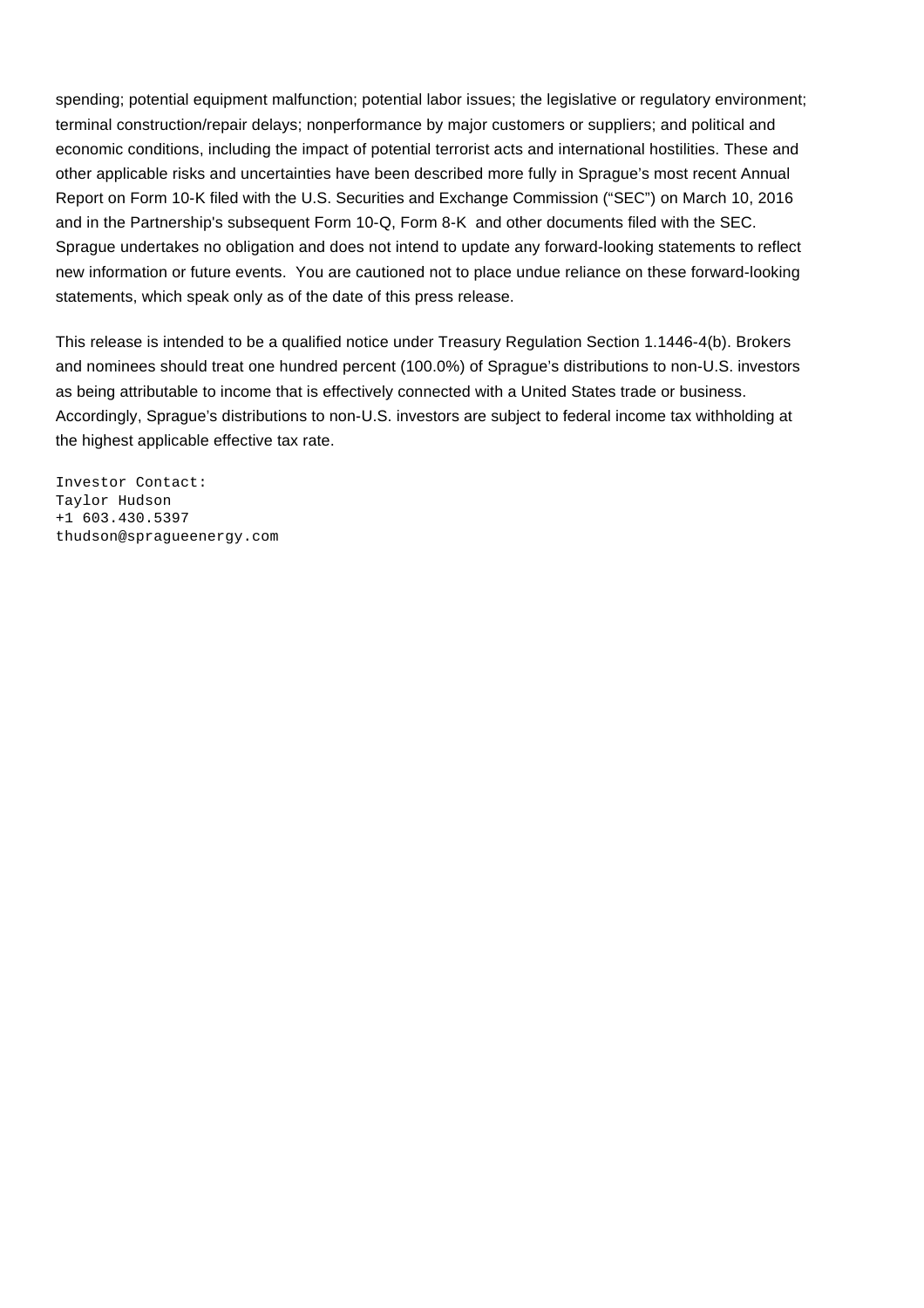spending; potential equipment malfunction; potential labor issues; the legislative or regulatory environment; terminal construction/repair delays; nonperformance by major customers or suppliers; and political and economic conditions, including the impact of potential terrorist acts and international hostilities. These and other applicable risks and uncertainties have been described more fully in Sprague's most recent Annual Report on Form 10-K filed with the U.S. Securities and Exchange Commission ("SEC") on March 10, 2016 and in the Partnership's subsequent Form 10-Q, Form 8-K and other documents filed with the SEC. Sprague undertakes no obligation and does not intend to update any forward-looking statements to reflect new information or future events. You are cautioned not to place undue reliance on these forward-looking statements, which speak only as of the date of this press release.

This release is intended to be a qualified notice under Treasury Regulation Section 1.1446-4(b). Brokers and nominees should treat one hundred percent (100.0%) of Sprague's distributions to non-U.S. investors as being attributable to income that is effectively connected with a United States trade or business. Accordingly, Sprague's distributions to non-U.S. investors are subject to federal income tax withholding at the highest applicable effective tax rate.

Investor Contact:
Taylor Hudson
+1 603.430.5397
thudson@spragueenergy.com